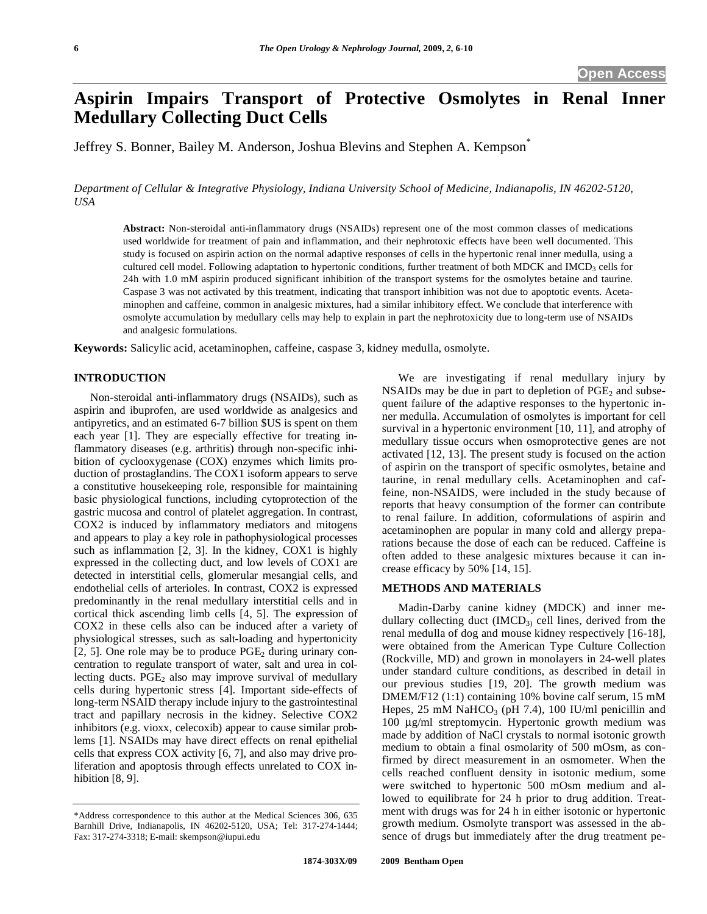# Aspirin Impairs Transport of Protective Osmolytes in Renal Inner Medullary Collecting Duct Cells

Jeffrey S. Bonner, Bailey M. Anderson, Joshua Blevins and Stephen A. Kempson*

*Department of Cellular & Integrative Physiology, Indiana University School of Medicine, Indianapolis, IN 46202-5120, USA*

**Abstract:** Non-steroidal anti-inflammatory drugs (NSAIDs) represent one of the most common classes of medications used worldwide for treatment of pain and inflammation, and their nephrotoxic effects have been well documented. This study is focused on aspirin action on the normal adaptive responses of cells in the hypertonic renal inner medulla, using a cultured cell model. Following adaptation to hypertonic conditions, further treatment of both MDCK and $IMCD_3$ cells for 24h with 1.0 mM aspirin produced significant inhibition of the transport systems for the osmolytes betaine and taurine. Caspase 3 was not activated by this treatment, indicating that transport inhibition was not due to apoptotic events. Acetaminophen and caffeine, common in analgesic mixtures, had a similar inhibitory effect. We conclude that interference with osmolyte accumulation by medullary cells may help to explain in part the nephrotoxicity due to long-term use of NSAIDs and analgesic formulations.

**Keywords:** Salicylic acid, acetaminophen, caffeine, caspase 3, kidney medulla, osmolyte.

## INTRODUCTION

Non-steroidal anti-inflammatory drugs (NSAIDs), such as aspirin and ibuprofen, are used worldwide as analgesics and antipyretics, and an estimated 6-7 billion $US is spent on them each year [1]. They are especially effective for treating inflammatory diseases (e.g. arthritis) through non-specific inhibition of cyclooxygenase (COX) enzymes which limits production of prostaglandins. The COX1 isoform appears to serve a constitutive housekeeping role, responsible for maintaining basic physiological functions, including cytoprotection of the gastric mucosa and control of platelet aggregation. In contrast, COX2 is induced by inflammatory mediators and mitogens and appears to play a key role in pathophysiological processes such as inflammation [2, 3]. In the kidney, COX1 is highly expressed in the collecting duct, and low levels of COX1 are detected in interstitial cells, glomerular mesangial cells, and endothelial cells of arterioles. In contrast, COX2 is expressed predominantly in the renal medullary interstitial cells and in cortical thick ascending limb cells [4, 5]. The expression of COX2 in these cells also can be induced after a variety of physiological stresses, such as salt-loading and hypertonicity [2, 5]. One role may be to produce $PGE_2$ during urinary concentration to regulate transport of water, salt and urea in collecting ducts. $PGE_2$ also may improve survival of medullary cells during hypertonic stress [4]. Important side-effects of long-term NSAID therapy include injury to the gastrointestinal tract and papillary necrosis in the kidney. Selective COX2 inhibitors (e.g. vioxx, celecoxib) appear to cause similar problems [1]. NSAIDs may have direct effects on renal epithelial cells that express COX activity [6, 7], and also may drive proliferation and apoptosis through effects unrelated to COX inhibition [8, 9].

We are investigating if renal medullary injury by NSAIDs may be due in part to depletion of $PGE_2$ and subsequent failure of the adaptive responses to the hypertonic inner medulla. Accumulation of osmolytes is important for cell survival in a hypertonic environment [10, 11], and atrophy of medullary tissue occurs when osmoprotective genes are not activated [12, 13]. The present study is focused on the action of aspirin on the transport of specific osmolytes, betaine and taurine, in renal medullary cells. Acetaminophen and caffeine, non-NSAIDS, were included in the study because of reports that heavy consumption of the former can contribute to renal failure. In addition, coformulations of aspirin and acetaminophen are popular in many cold and allergy preparations because the dose of each can be reduced. Caffeine is often added to these analgesic mixtures because it can increase efficacy by 50% [14, 15].

## METHODS AND MATERIALS

Madin-Darby canine kidney (MDCK) and inner medullary collecting duct ($IMCD_3$) cell lines, derived from the renal medulla of dog and mouse kidney respectively [16-18], were obtained from the American Type Culture Collection (Rockville, MD) and grown in monolayers in 24-well plates under standard culture conditions, as described in detail in our previous studies [19, 20]. The growth medium was DMEM/F12 (1:1) containing 10% bovine calf serum, 15 mM Hepes, 25 mM $NaHCO_3$ (pH 7.4), 100 IU/ml penicillin and 100 µg/ml streptomycin. Hypertonic growth medium was made by addition of NaCl crystals to normal isotonic growth medium to obtain a final osmolarity of 500 mOsm, as confirmed by direct measurement in an osmometer. When the cells reached confluent density in isotonic medium, some were switched to hypertonic 500 mOsm medium and allowed to equilibrate for 24 h prior to drug addition. Treatment with drugs was for 24 h in either isotonic or hypertonic growth medium. Osmolyte transport was assessed in the absence of drugs but immediately after the drug treatment pe-

*Address correspondence to this author at the Medical Sciences 306, 635 Barnhill Drive, Indianapolis, IN 46202-5120, USA; Tel: 317-274-1444; Fax: 317-274-3318; E-mail: skempson@iupui.edu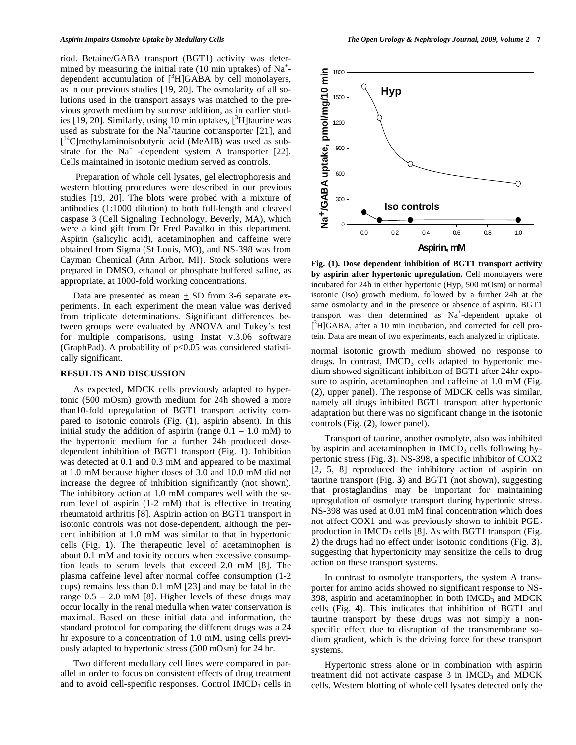riod. Betaine/GABA transport (BGT1) activity was determined by measuring the initial rate (10 min uptakes) of $Na^+$-dependent accumulation of [$^3$H]GABA by cell monolayers, as in our previous studies [19, 20]. The osmolarity of all solutions used in the transport assays was matched to the previous growth medium by sucrose addition, as in earlier studies [19, 20]. Similarly, using 10 min uptakes, [$^3$H]taurine was used as substrate for the $Na^+$/taurine cotransporter [21], and [$^{14}$C]methylaminoisobutyric acid (MeAIB) was used as substrate for the $Na^+$ -dependent system A transporter [22]. Cells maintained in isotonic medium served as controls.

Preparation of whole cell lysates, gel electrophoresis and western blotting procedures were described in our previous studies [19, 20]. The blots were probed with a mixture of antibodies (1:1000 dilution) to both full-length and cleaved caspase 3 (Cell Signaling Technology, Beverly, MA), which were a kind gift from Dr Fred Pavalko in this department. Aspirin (salicylic acid), acetaminophen and caffeine were obtained from Sigma (St Louis, MO), and NS-398 was from Cayman Chemical (Ann Arbor, MI). Stock solutions were prepared in DMSO, ethanol or phosphate buffered saline, as appropriate, at 1000-fold working concentrations.

Data are presented as mean ± SD from 3-6 separate experiments. In each experiment the mean value was derived from triplicate determinations. Significant differences between groups were evaluated by ANOVA and Tukey's test for multiple comparisons, using Instat v.3.06 software (GraphPad). A probability of $p<0.05$ was considered statistically significant.

## RESULTS AND DISCUSSION

As expected, MDCK cells previously adapted to hypertonic (500 mOsm) growth medium for 24h showed a more than10-fold upregulation of BGT1 transport activity compared to isotonic controls (Fig. (**1**), aspirin absent). In this initial study the addition of aspirin (range 0.1 – 1.0 mM) to the hypertonic medium for a further 24h produced dose-dependent inhibition of BGT1 transport (Fig. **1**). Inhibition was detected at 0.1 and 0.3 mM and appeared to be maximal at 1.0 mM because higher doses of 3.0 and 10.0 mM did not increase the degree of inhibition significantly (not shown). The inhibitory action at 1.0 mM compares well with the serum level of aspirin (1-2 mM) that is effective in treating rheumatoid arthritis [8]. Aspirin action on BGT1 transport in isotonic controls was not dose-dependent, although the percent inhibition at 1.0 mM was similar to that in hypertonic cells (Fig. **1**). The therapeutic level of acetaminophen is about 0.1 mM and toxicity occurs when excessive consumption leads to serum levels that exceed 2.0 mM [8]. The plasma caffeine level after normal coffee consumption (1-2 cups) remains less than 0.1 mM [23] and may be fatal in the range 0.5 – 2.0 mM [8]. Higher levels of these drugs may occur locally in the renal medulla when water conservation is maximal. Based on these initial data and information, the standard protocol for comparing the different drugs was a 24 hr exposure to a concentration of 1.0 mM, using cells previously adapted to hypertonic stress (500 mOsm) for 24 hr.

Two different medullary cell lines were compared in parallel in order to focus on consistent effects of drug treatment and to avoid cell-specific responses. Control $IMCD_3$ cells in normal isotonic growth medium showed no response to drugs. In contrast, $IMCD_3$ cells adapted to hypertonic medium showed significant inhibition of BGT1 after 24hr exposure to aspirin, acetaminophen and caffeine at 1.0 mM (Fig. (**2**), upper panel). The response of MDCK cells was similar, namely all drugs inhibited BGT1 transport after hypertonic adaptation but there was no significant change in the isotonic controls (Fig. (**2**), lower panel).

**Fig. (1). Dose dependent inhibition of BGT1 transport activity by aspirin after hypertonic upregulation.** Cell monolayers were incubated for 24h in either hypertonic (Hyp, 500 mOsm) or normal isotonic (Iso) growth medium, followed by a further 24h at the same osmolarity and in the presence or absence of aspirin. BGT1 transport was then determined as $Na^+$-dependent uptake of [$^3$H]GABA, after a 10 min incubation, and corrected for cell protein. Data are mean of two experiments, each analyzed in triplicate.

Transport of taurine, another osmolyte, also was inhibited by aspirin and acetaminophen in $IMCD_3$ cells following hypertonic stress (Fig. **3**). NS-398, a specific inhibitor of COX2 [2, 5, 8] reproduced the inhibitory action of aspirin on taurine transport (Fig. **3**) and BGT1 (not shown), suggesting that prostaglandins may be important for maintaining upregulation of osmolyte transport during hypertonic stress. NS-398 was used at 0.01 mM final concentration which does not affect COX1 and was previously shown to inhibit $PGE_2$ production in $IMCD_3$ cells [8]. As with BGT1 transport (Fig. **2**) the drugs had no effect under isotonic conditions (Fig. **3**), suggesting that hypertonicity may sensitize the cells to drug action on these transport systems.

In contrast to osmolyte transporters, the system A transporter for amino acids showed no significant response to NS-398, aspirin and acetaminophen in both $IMCD_3$ and MDCK cells (Fig. **4**). This indicates that inhibition of BGT1 and taurine transport by these drugs was not simply a non-specific effect due to disruption of the transmembrane sodium gradient, which is the driving force for these transport systems.

Hypertonic stress alone or in combination with aspirin treatment did not activate caspase 3 in $IMCD_3$ and MDCK cells. Western blotting of whole cell lysates detected only the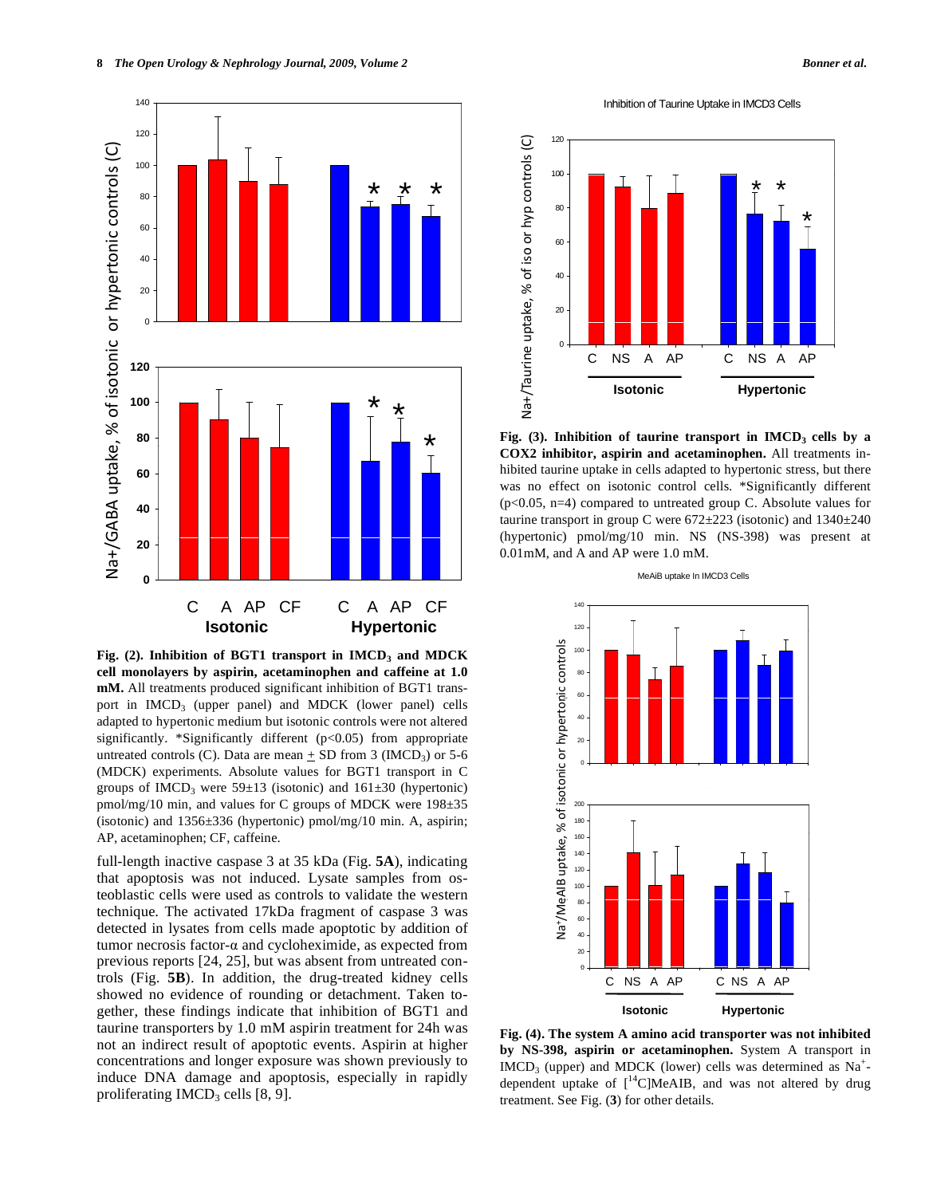**Fig. (2). Inhibition of BGT1 transport in $IMCD_3$ and MDCK cell monolayers by aspirin, acetaminophen and caffeine at 1.0 mM.** All treatments produced significant inhibition of BGT1 transport in $IMCD_3$ (upper panel) and MDCK (lower panel) cells adapted to hypertonic medium but isotonic controls were not altered significantly. *Significantly different ($p<0.05$) from appropriate untreated controls (C). Data are mean $\pm$ SD from 3 ($IMCD_3$) or 5-6 (MDCK) experiments. Absolute values for BGT1 transport in C groups of $IMCD_3$ were 59±13 (isotonic) and 161±30 (hypertonic) pmol/mg/10 min, and values for C groups of MDCK were 198±35 (isotonic) and 1356±336 (hypertonic) pmol/mg/10 min. A, aspirin; AP, acetaminophen; CF, caffeine.

full-length inactive caspase 3 at 35 kDa (Fig. **5A**), indicating that apoptosis was not induced. Lysate samples from osteoblastic cells were used as controls to validate the western technique. The activated 17kDa fragment of caspase 3 was detected in lysates from cells made apoptotic by addition of tumor necrosis factor-α and cycloheximide, as expected from previous reports [24, 25], but was absent from untreated controls (Fig. **5B**). In addition, the drug-treated kidney cells showed no evidence of rounding or detachment. Taken together, these findings indicate that inhibition of BGT1 and taurine transporters by 1.0 mM aspirin treatment for 24h was not an indirect result of apoptotic events. Aspirin at higher concentrations and longer exposure was shown previously to induce DNA damage and apoptosis, especially in rapidly proliferating $IMCD_3$ cells [8, 9].

**Fig. (3). Inhibition of taurine transport in $IMCD_3$ cells by a COX2 inhibitor, aspirin and acetaminophen.** All treatments inhibited taurine uptake in cells adapted to hypertonic stress, but there was no effect on isotonic control cells. *Significantly different ($p<0.05$, n=4) compared to untreated group C. Absolute values for taurine transport in group C were 672±223 (isotonic) and 1340±240 (hypertonic) pmol/mg/10 min. NS (NS-398) was present at 0.01mM, and A and AP were 1.0 mM.

**Fig. (4). The system A amino acid transporter was not inhibited by NS-398, aspirin or acetaminophen.** System A transport in $IMCD_3$ (upper) and MDCK (lower) cells was determined as $Na^+$-dependent uptake of [$^{14}$C]MeAIB, and was not altered by drug treatment. See Fig. (**3**) for other details.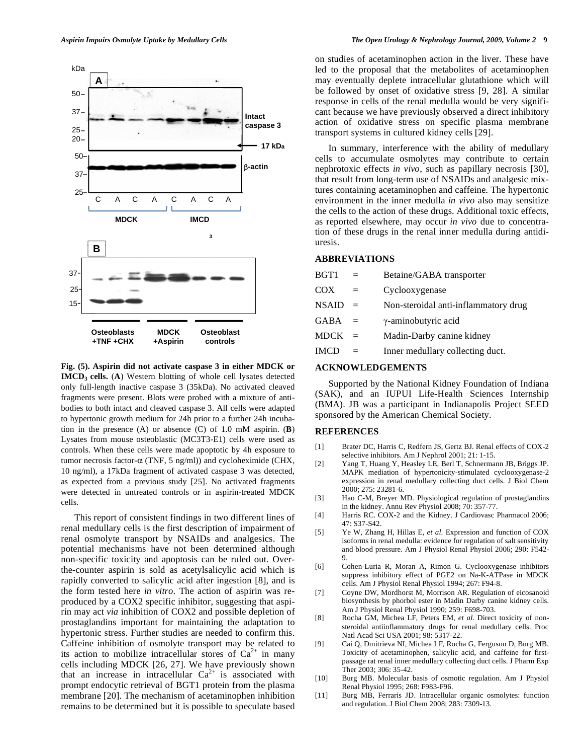Fig. (5). Aspirin did not activate caspase 3 in either MDCK or $IMCD_3$ cells. (**A**) Western blotting of whole cell lysates detected only full-length inactive caspase 3 (35kDa). No activated cleaved fragments were present. Blots were probed with a mixture of antibodies to both intact and cleaved caspase 3. All cells were adapted to hypertonic growth medium for 24h prior to a further 24h incubation in the presence (A) or absence (C) of 1.0 mM aspirin. (**B**) Lysates from mouse osteoblastic (MC3T3-E1) cells were used as controls. When these cells were made apoptotic by 4h exposure to tumor necrosis factor-$\alpha$ (TNF, 5 ng/ml)) and cycloheximide (CHX, 10 ng/ml), a 17kDa fragment of activated caspase 3 was detected, as expected from a previous study [25]. No activated fragments were detected in untreated controls or in aspirin-treated MDCK cells.

This report of consistent findings in two different lines of renal medullary cells is the first description of impairment of renal osmolyte transport by NSAIDs and analgesics. The potential mechanisms have not been determined although non-specific toxicity and apoptosis can be ruled out. Over-the-counter aspirin is sold as acetylsalicylic acid which is rapidly converted to salicylic acid after ingestion [8], and is the form tested here *in vitro*. The action of aspirin was reproduced by a COX2 specific inhibitor, suggesting that aspirin may act *via* inhibition of COX2 and possible depletion of prostaglandins important for maintaining the adaptation to hypertonic stress. Further studies are needed to confirm this. Caffeine inhibition of osmolyte transport may be related to its action to mobilize intracellular stores of $Ca^{2+}$ in many cells including MDCK [26, 27]. We have previously shown that an increase in intracellular $Ca^{2+}$ is associated with prompt endocytic retrieval of BGT1 protein from the plasma membrane [20]. The mechanism of acetaminophen inhibition remains to be determined but it is possible to speculate based on studies of acetaminophen action in the liver. These have led to the proposal that the metabolites of acetaminophen may eventually deplete intracellular glutathione which will be followed by onset of oxidative stress [9, 28]. A similar response in cells of the renal medulla would be very significant because we have previously observed a direct inhibitory action of oxidative stress on specific plasma membrane transport systems in cultured kidney cells [29].

In summary, interference with the ability of medullary cells to accumulate osmolytes may contribute to certain nephrotoxic effects *in vivo*, such as papillary necrosis [30], that result from long-term use of NSAIDs and analgesic mixtures containing acetaminophen and caffeine. The hypertonic environment in the inner medulla *in vivo* also may sensitize the cells to the action of these drugs. Additional toxic effects, as reported elsewhere, may occur *in vivo* due to concentration of these drugs in the renal inner medulla during antidiuresis.

## ABBREVIATIONS

| | | |
|---|---|---|
| BGT1 | = | Betaine/GABA transporter |
| COX | = | Cyclooxygenase |
| NSAID | = | Non-steroidal anti-inflammatory drug |
| GABA | = | $\gamma$-aminobutyric acid |
| MDCK | = | Madin-Darby canine kidney |
| IMCD | = | Inner medullary collecting duct. |

## ACKNOWLEDGEMENTS

Supported by the National Kidney Foundation of Indiana (SAK), and an IUPUI Life-Health Sciences Internship (BMA). JB was a participant in Indianapolis Project SEED sponsored by the American Chemical Society.

## REFERENCES

[1] Brater DC, Harris C, Redfern JS, Gertz BJ. Renal effects of COX-2 selective inhibitors. Am J Nephrol 2001; 21: 1-15.

[2] Yang T, Huang Y, Heasley LE, Berl T, Schnermann JB, Briggs JP. MAPK mediation of hypertonicity-stimulated cyclooxygenase-2 expression in renal medullary collecting duct cells. J Biol Chem 2000; 275: 23281-6.

[3] Hao C-M, Breyer MD. Physiological regulation of prostaglandins in the kidney. Annu Rev Physiol 2008; 70: 357-77.

[4] Harris RC. COX-2 and the Kidney. J Cardiovasc Pharmacol 2006; 47: S37-S42.

[5] Ye W, Zhang H, Hillas E, *et al.* Expression and function of COX isoforms in renal medulla: evidence for regulation of salt sensitivity and blood pressure. Am J Physiol Renal Physiol 2006; 290: F542-9.

[6] Cohen-Luria R, Moran A, Rimon G. Cyclooxygenase inhibitors suppress inhibitory effect of PGE2 on Na-K-ATPase in MDCK cells. Am J Physiol Renal Physiol 1994; 267: F94-8.

[7] Coyne DW, Mordhorst M, Morrison AR. Regulation of eicosanoid biosynthesis by phorbol ester in Madin Darby canine kidney cells. Am J Physiol Renal Physiol 1990; 259: F698-703.

[8] Rocha GM, Michea LF, Peters EM, *et al.* Direct toxicity of non-steroidal antiinflammatory drugs for renal medullary cells. Proc Natl Acad Sci USA 2001; 98: 5317-22.

[9] Cai Q, Dmitrieva NI, Michea LF, Rocha G, Ferguson D, Burg MB. Toxicity of acetaminophen, salicylic acid, and caffeine for first-passage rat renal inner medullary collecting duct cells. J Pharm Exp Ther 2003; 306: 35-42.

[10] Burg MB. Molecular basis of osmotic regulation. Am J Physiol Renal Physiol 1995; 268: F983-F96.

[11] Burg MB, Ferraris JD. Intracellular organic osmolytes: function and regulation. J Biol Chem 2008; 283: 7309-13.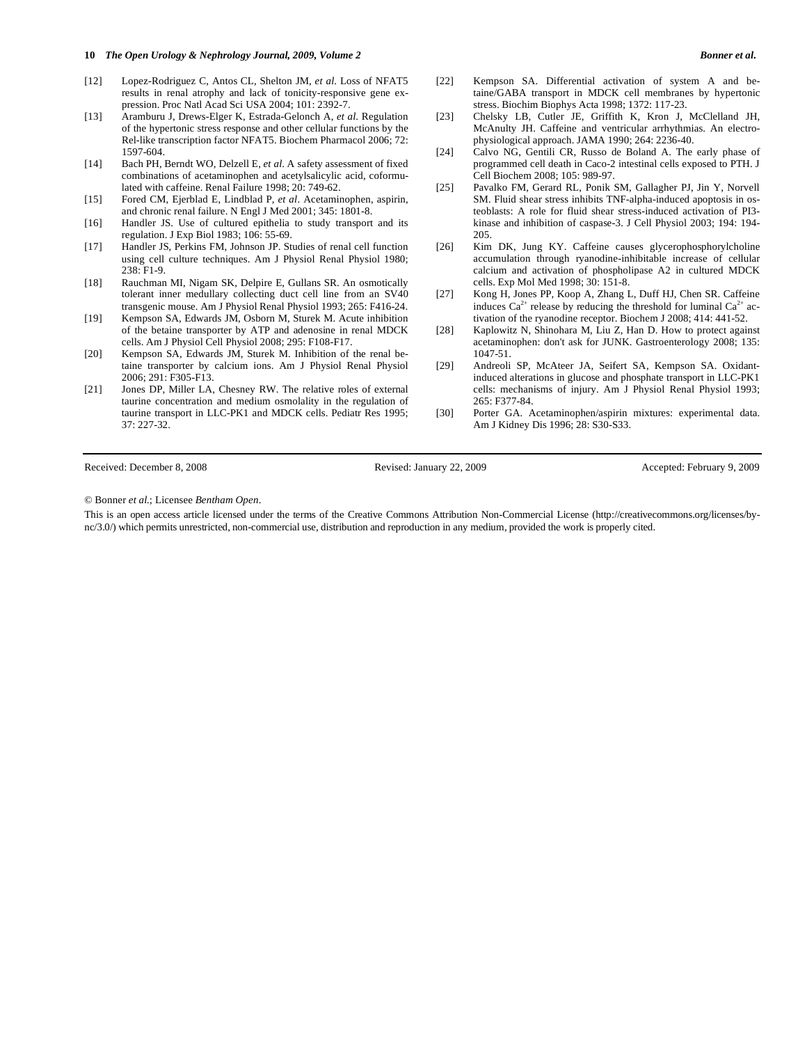[12] Lopez-Rodriguez C, Antos CL, Shelton JM, *et al*. Loss of NFAT5 results in renal atrophy and lack of tonicity-responsive gene expression. Proc Natl Acad Sci USA 2004; 101: 2392-7.

[13] Aramburu J, Drews-Elger K, Estrada-Gelonch A, *et al*. Regulation of the hypertonic stress response and other cellular functions by the Rel-like transcription factor NFAT5. Biochem Pharmacol 2006; 72: 1597-604.

[14] Bach PH, Berndt WO, Delzell E, *et al*. A safety assessment of fixed combinations of acetaminophen and acetylsalicylic acid, coformulated with caffeine. Renal Failure 1998; 20: 749-62.

[15] Fored CM, Ejerblad E, Lindblad P, *et al*. Acetaminophen, aspirin, and chronic renal failure. N Engl J Med 2001; 345: 1801-8.

[16] Handler JS. Use of cultured epithelia to study transport and its regulation. J Exp Biol 1983; 106: 55-69.

[17] Handler JS, Perkins FM, Johnson JP. Studies of renal cell function using cell culture techniques. Am J Physiol Renal Physiol 1980; 238: F1-9.

[18] Rauchman MI, Nigam SK, Delpire E, Gullans SR. An osmotically tolerant inner medullary collecting duct cell line from an SV40 transgenic mouse. Am J Physiol Renal Physiol 1993; 265: F416-24.

[19] Kempson SA, Edwards JM, Osborn M, Sturek M. Acute inhibition of the betaine transporter by ATP and adenosine in renal MDCK cells. Am J Physiol Cell Physiol 2008; 295: F108-F17.

[20] Kempson SA, Edwards JM, Sturek M. Inhibition of the renal betaine transporter by calcium ions. Am J Physiol Renal Physiol 2006; 291: F305-F13.

[21] Jones DP, Miller LA, Chesney RW. The relative roles of external taurine concentration and medium osmolality in the regulation of taurine transport in LLC-PK1 and MDCK cells. Pediatr Res 1995; 37: 227-32.

[22] Kempson SA. Differential activation of system A and betaine/GABA transport in MDCK cell membranes by hypertonic stress. Biochim Biophys Acta 1998; 1372: 117-23.

[23] Chelsky LB, Cutler JE, Griffith K, Kron J, McClelland JH, McAnulty JH. Caffeine and ventricular arrhythmias. An electrophysiological approach. JAMA 1990; 264: 2236-40.

[24] Calvo NG, Gentili CR, Russo de Boland A. The early phase of programmed cell death in Caco-2 intestinal cells exposed to PTH. J Cell Biochem 2008; 105: 989-97.

[25] Pavalko FM, Gerard RL, Ponik SM, Gallagher PJ, Jin Y, Norvell SM. Fluid shear stress inhibits TNF-alpha-induced apoptosis in osteoblasts: A role for fluid shear stress-induced activation of PI3-kinase and inhibition of caspase-3. J Cell Physiol 2003; 194: 194-205.

[26] Kim DK, Jung KY. Caffeine causes glycerophosphorylcholine accumulation through ryanodine-inhibitable increase of cellular calcium and activation of phospholipase A2 in cultured MDCK cells. Exp Mol Med 1998; 30: 151-8.

[27] Kong H, Jones PP, Koop A, Zhang L, Duff HJ, Chen SR. Caffeine induces $Ca^{2+}$ release by reducing the threshold for luminal $Ca^{2+}$ activation of the ryanodine receptor. Biochem J 2008; 414: 441-52.

[28] Kaplowitz N, Shinohara M, Liu Z, Han D. How to protect against acetaminophen: don't ask for JUNK. Gastroenterology 2008; 135: 1047-51.

[29] Andreoli SP, McAteer JA, Seifert SA, Kempson SA. Oxidant-induced alterations in glucose and phosphate transport in LLC-PK1 cells: mechanisms of injury. Am J Physiol Renal Physiol 1993; 265: F377-84.

[30] Porter GA. Acetaminophen/aspirin mixtures: experimental data. Am J Kidney Dis 1996; 28: S30-S33.

---

Received: December 8, 2008 Revised: January 22, 2009 Accepted: February 9, 2009

© Bonner *et al*.; Licensee *Bentham Open*.

This is an open access article licensed under the terms of the Creative Commons Attribution Non-Commercial License (http://creativecommons.org/licenses/by-nc/3.0/) which permits unrestricted, non-commercial use, distribution and reproduction in any medium, provided the work is properly cited.